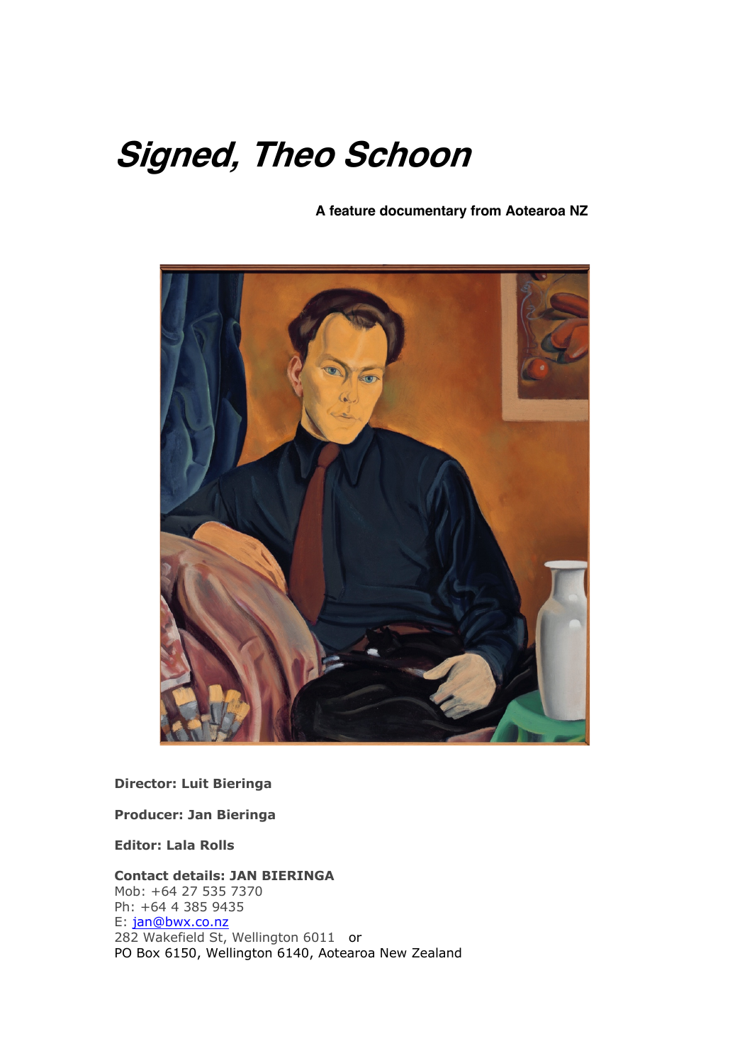# *Signed, Theo Schoon*

**A feature documentary from Aotearoa NZ**

**Director: Luit Bieringa**

**Producer: Jan Bieringa**

**Editor: Lala Rolls**

**Contact details: JAN BIERINGA**
Mob: +64 27 535 7370
Ph: +64 4 385 9435
E: jan@bwx.co.nz
282 Wakefield St, Wellington 6011 or
PO Box 6150, Wellington 6140, Aotearoa New Zealand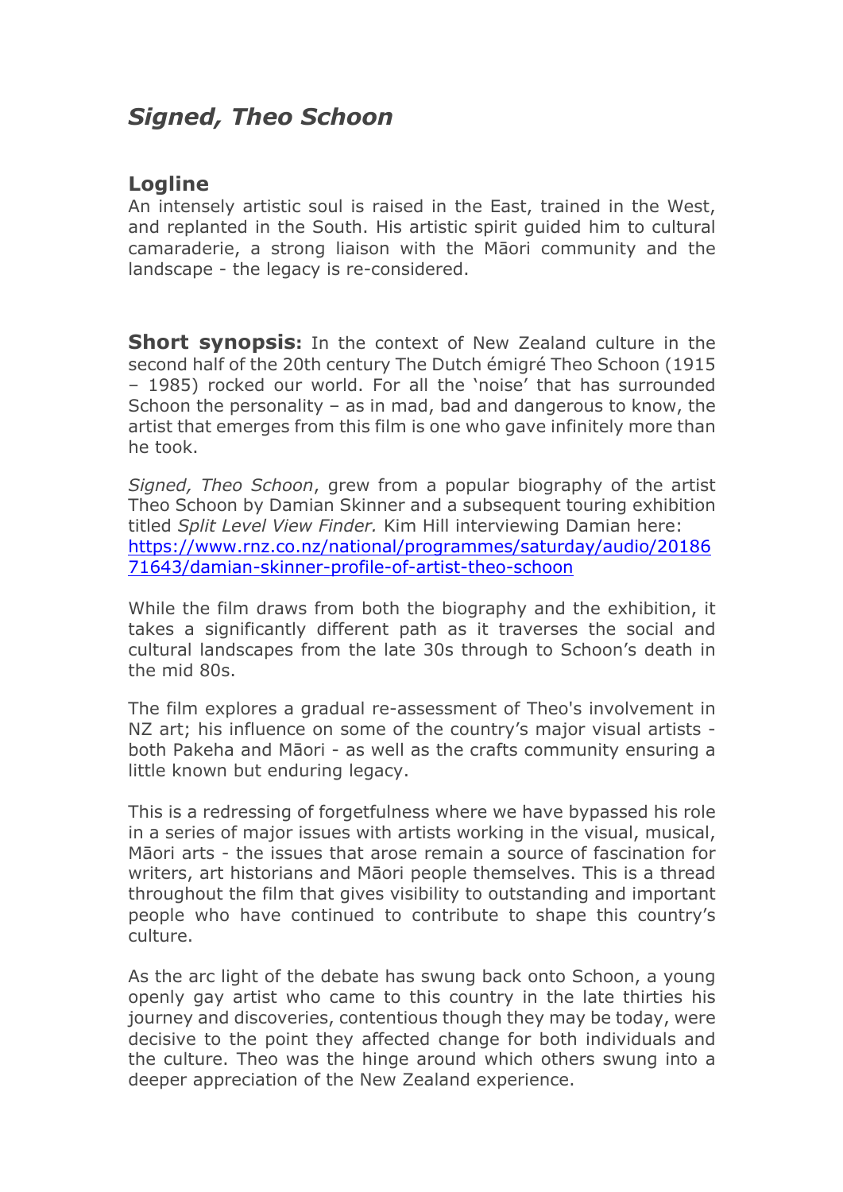# *Signed, Theo Schoon*

## Logline

An intensely artistic soul is raised in the East, trained in the West, and replanted in the South. His artistic spirit guided him to cultural camaraderie, a strong liaison with the Māori community and the landscape - the legacy is re-considered.

**Short synopsis:** In the context of New Zealand culture in the second half of the 20th century The Dutch émigré Theo Schoon (1915 – 1985) rocked our world. For all the 'noise' that has surrounded Schoon the personality – as in mad, bad and dangerous to know, the artist that emerges from this film is one who gave infinitely more than he took.

*Signed, Theo Schoon*, grew from a popular biography of the artist Theo Schoon by Damian Skinner and a subsequent touring exhibition titled *Split Level View Finder.* Kim Hill interviewing Damian here: [https://www.rnz.co.nz/national/programmes/saturday/audio/2018671643/damian-skinner-profile-of-artist-theo-schoon](https://www.rnz.co.nz/national/programmes/saturday/audio/2018671643/damian-skinner-profile-of-artist-theo-schoon)

While the film draws from both the biography and the exhibition, it takes a significantly different path as it traverses the social and cultural landscapes from the late 30s through to Schoon's death in the mid 80s.

The film explores a gradual re-assessment of Theo's involvement in NZ art; his influence on some of the country's major visual artists - both Pakeha and Māori - as well as the crafts community ensuring a little known but enduring legacy.

This is a redressing of forgetfulness where we have bypassed his role in a series of major issues with artists working in the visual, musical, Māori arts - the issues that arose remain a source of fascination for writers, art historians and Māori people themselves. This is a thread throughout the film that gives visibility to outstanding and important people who have continued to contribute to shape this country's culture.

As the arc light of the debate has swung back onto Schoon, a young openly gay artist who came to this country in the late thirties his journey and discoveries, contentious though they may be today, were decisive to the point they affected change for both individuals and the culture. Theo was the hinge around which others swung into a deeper appreciation of the New Zealand experience.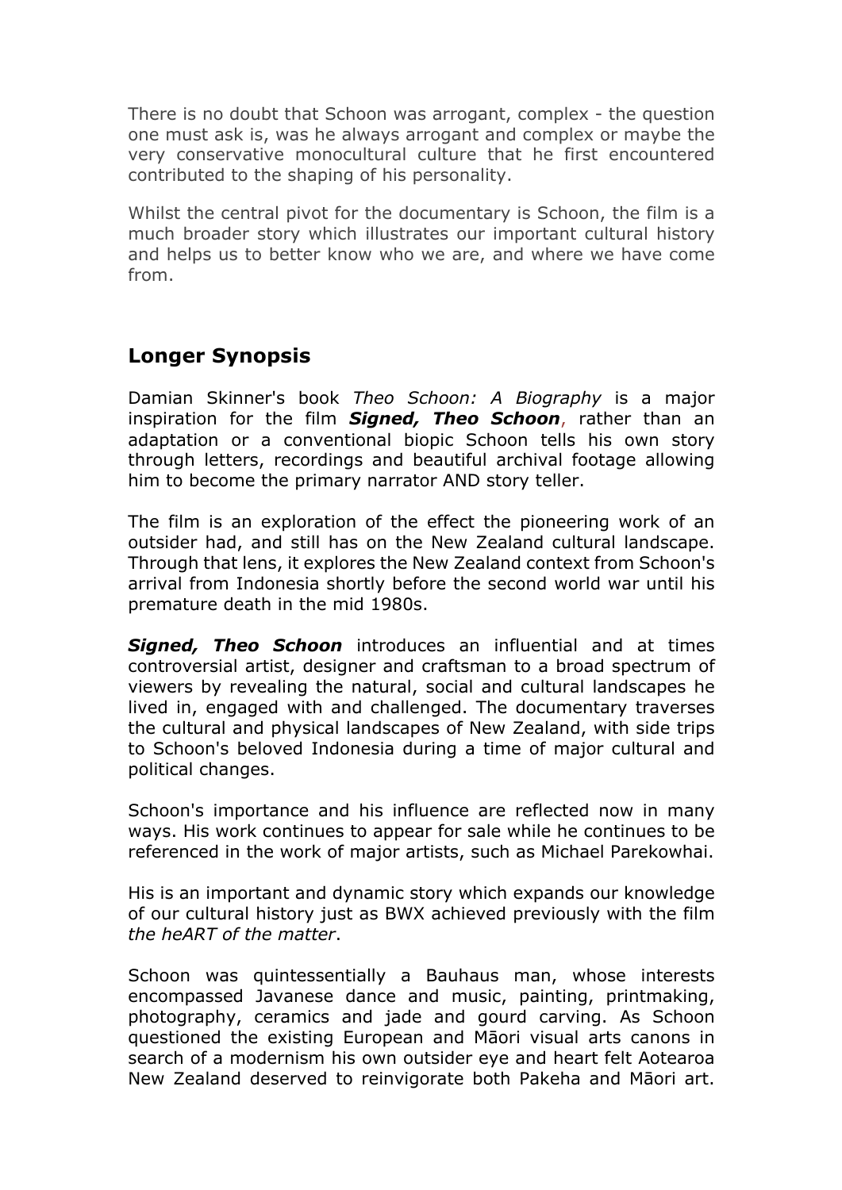There is no doubt that Schoon was arrogant, complex - the question one must ask is, was he always arrogant and complex or maybe the very conservative monocultural culture that he first encountered contributed to the shaping of his personality.

Whilst the central pivot for the documentary is Schoon, the film is a much broader story which illustrates our important cultural history and helps us to better know who we are, and where we have come from.

## Longer Synopsis

Damian Skinner's book *Theo Schoon: A Biography* is a major inspiration for the film ***Signed, Theo Schoon***, rather than an adaptation or a conventional biopic Schoon tells his own story through letters, recordings and beautiful archival footage allowing him to become the primary narrator AND story teller.

The film is an exploration of the effect the pioneering work of an outsider had, and still has on the New Zealand cultural landscape. Through that lens, it explores the New Zealand context from Schoon's arrival from Indonesia shortly before the second world war until his premature death in the mid 1980s.

***Signed, Theo Schoon*** introduces an influential and at times controversial artist, designer and craftsman to a broad spectrum of viewers by revealing the natural, social and cultural landscapes he lived in, engaged with and challenged. The documentary traverses the cultural and physical landscapes of New Zealand, with side trips to Schoon's beloved Indonesia during a time of major cultural and political changes.

Schoon's importance and his influence are reflected now in many ways. His work continues to appear for sale while he continues to be referenced in the work of major artists, such as Michael Parekowhai.

His is an important and dynamic story which expands our knowledge of our cultural history just as BWX achieved previously with the film *the heART of the matter*.

Schoon was quintessentially a Bauhaus man, whose interests encompassed Javanese dance and music, painting, printmaking, photography, ceramics and jade and gourd carving. As Schoon questioned the existing European and Māori visual arts canons in search of a modernism his own outsider eye and heart felt Aotearoa New Zealand deserved to reinvigorate both Pakeha and Māori art.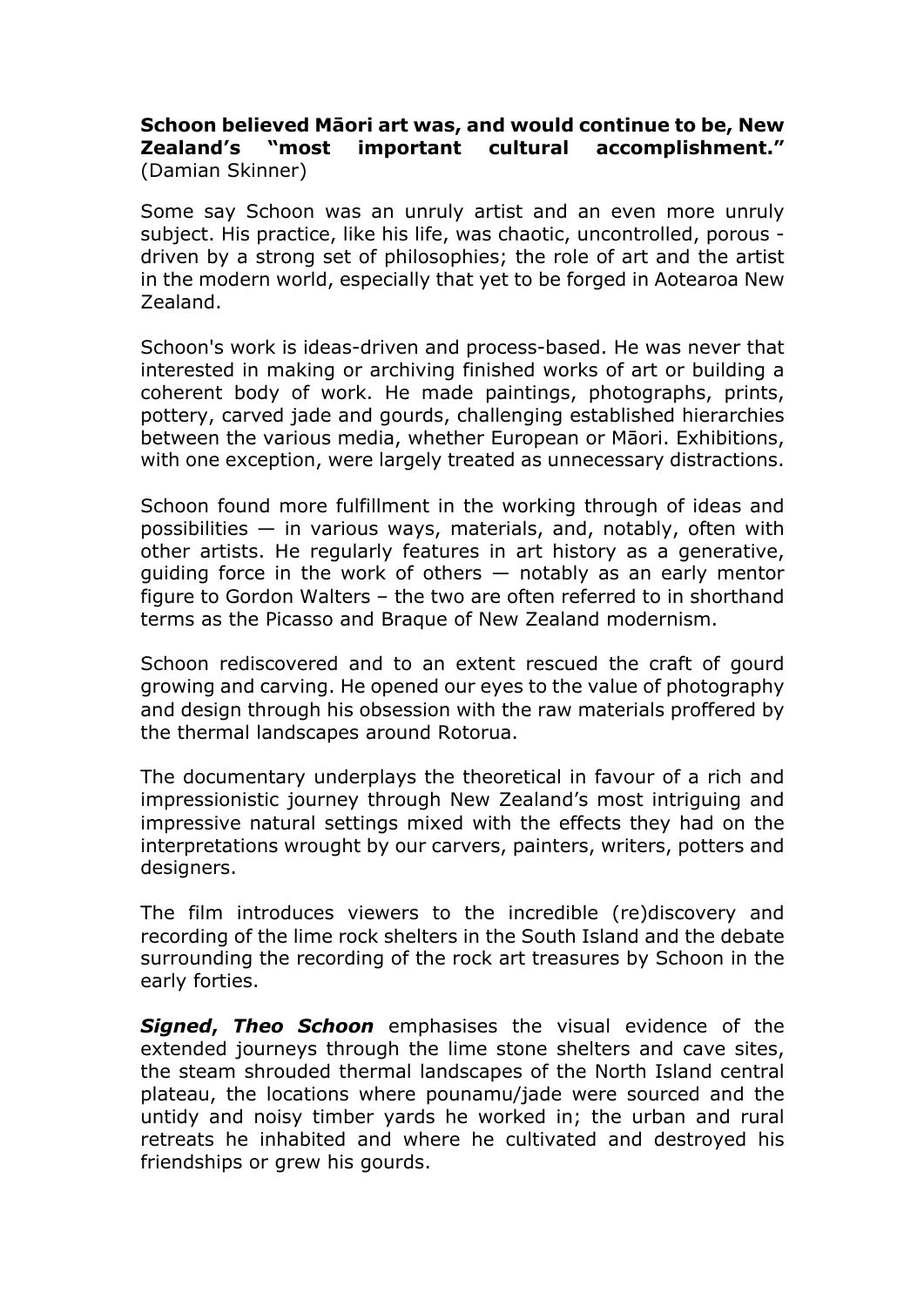**Schoon believed Māori art was, and would continue to be, New Zealand's "most important cultural accomplishment."** (Damian Skinner)

Some say Schoon was an unruly artist and an even more unruly subject. His practice, like his life, was chaotic, uncontrolled, porous - driven by a strong set of philosophies; the role of art and the artist in the modern world, especially that yet to be forged in Aotearoa New Zealand.

Schoon's work is ideas-driven and process-based. He was never that interested in making or archiving finished works of art or building a coherent body of work. He made paintings, photographs, prints, pottery, carved jade and gourds, challenging established hierarchies between the various media, whether European or Māori. Exhibitions, with one exception, were largely treated as unnecessary distractions.

Schoon found more fulfillment in the working through of ideas and possibilities — in various ways, materials, and, notably, often with other artists. He regularly features in art history as a generative, guiding force in the work of others — notably as an early mentor figure to Gordon Walters – the two are often referred to in shorthand terms as the Picasso and Braque of New Zealand modernism.

Schoon rediscovered and to an extent rescued the craft of gourd growing and carving. He opened our eyes to the value of photography and design through his obsession with the raw materials proffered by the thermal landscapes around Rotorua.

The documentary underplays the theoretical in favour of a rich and impressionistic journey through New Zealand's most intriguing and impressive natural settings mixed with the effects they had on the interpretations wrought by our carvers, painters, writers, potters and designers.

The film introduces viewers to the incredible (re)discovery and recording of the lime rock shelters in the South Island and the debate surrounding the recording of the rock art treasures by Schoon in the early forties.

***Signed*, *Theo Schoon*** emphasises the visual evidence of the extended journeys through the lime stone shelters and cave sites, the steam shrouded thermal landscapes of the North Island central plateau, the locations where pounamu/jade were sourced and the untidy and noisy timber yards he worked in; the urban and rural retreats he inhabited and where he cultivated and destroyed his friendships or grew his gourds.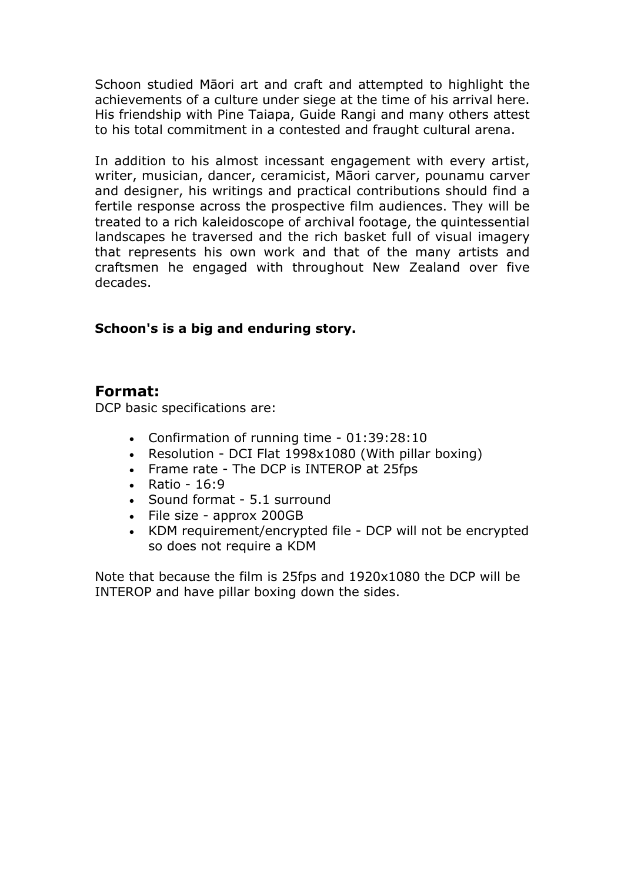Schoon studied Māori art and craft and attempted to highlight the achievements of a culture under siege at the time of his arrival here. His friendship with Pine Taiapa, Guide Rangi and many others attest to his total commitment in a contested and fraught cultural arena.

In addition to his almost incessant engagement with every artist, writer, musician, dancer, ceramicist, Māori carver, pounamu carver and designer, his writings and practical contributions should find a fertile response across the prospective film audiences. They will be treated to a rich kaleidoscope of archival footage, the quintessential landscapes he traversed and the rich basket full of visual imagery that represents his own work and that of the many artists and craftsmen he engaged with throughout New Zealand over five decades.

**Schoon's is a big and enduring story.**

## Format:

DCP basic specifications are:

- Confirmation of running time - 01:39:28:10
- Resolution - DCI Flat 1998x1080 (With pillar boxing)
- Frame rate - The DCP is INTEROP at 25fps
- Ratio - 16:9
- Sound format - 5.1 surround
- File size - approx 200GB
- KDM requirement/encrypted file - DCP will not be encrypted so does not require a KDM

Note that because the film is 25fps and 1920x1080 the DCP will be INTEROP and have pillar boxing down the sides.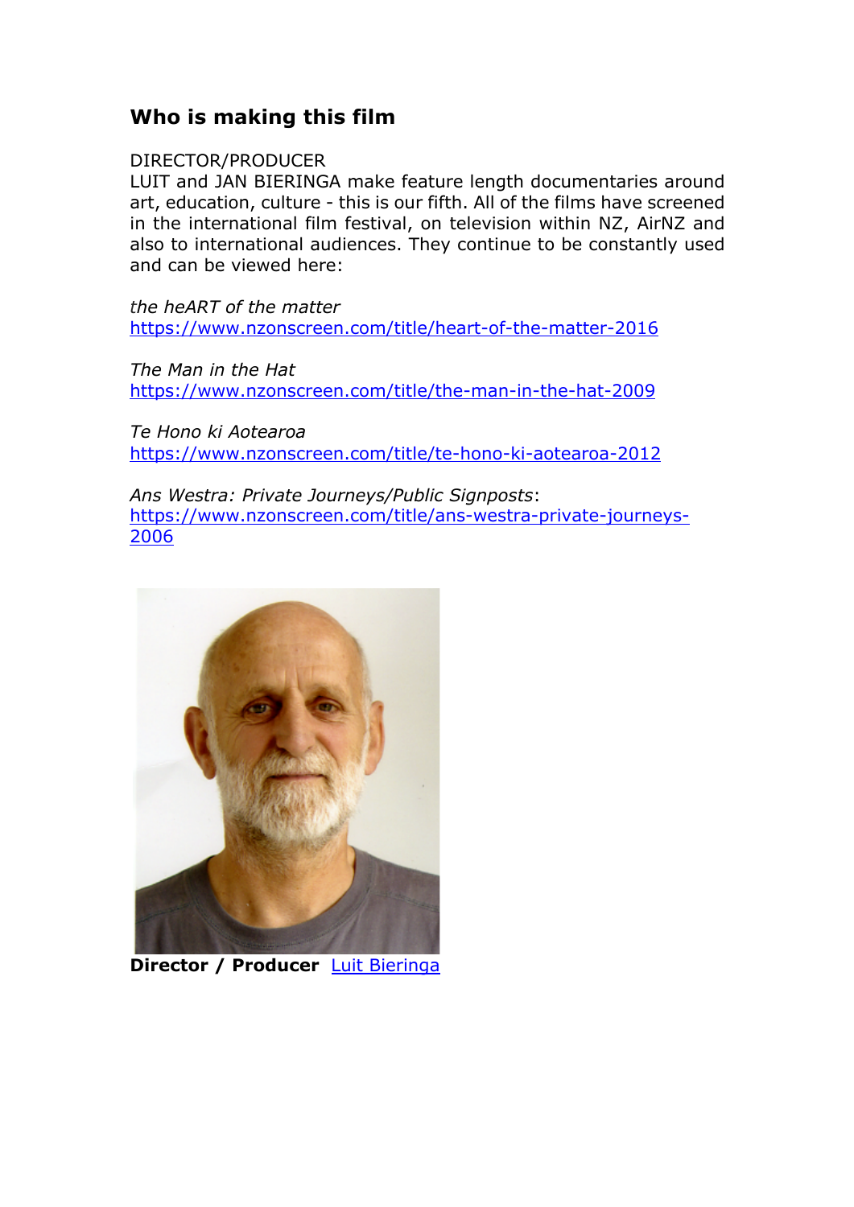## Who is making this film

DIRECTOR/PRODUCER

LUIT and JAN BIERINGA make feature length documentaries around art, education, culture - this is our fifth. All of the films have screened in the international film festival, on television within NZ, AirNZ and also to international audiences. They continue to be constantly used and can be viewed here:

*the heART of the matter*
[https://www.nzonscreen.com/title/heart-of-the-matter-2016](https://www.nzonscreen.com/title/heart-of-the-matter-2016)

*The Man in the Hat*
[https://www.nzonscreen.com/title/the-man-in-the-hat-2009](https://www.nzonscreen.com/title/the-man-in-the-hat-2009)

*Te Hono ki Aotearoa*
[https://www.nzonscreen.com/title/te-hono-ki-aotearoa-2012](https://www.nzonscreen.com/title/te-hono-ki-aotearoa-2012)

*Ans Westra: Private Journeys/Public Signposts*:
[https://www.nzonscreen.com/title/ans-westra-private-journeys-2006](https://www.nzonscreen.com/title/ans-westra-private-journeys-2006)

**Director / Producer** Luit Bieringa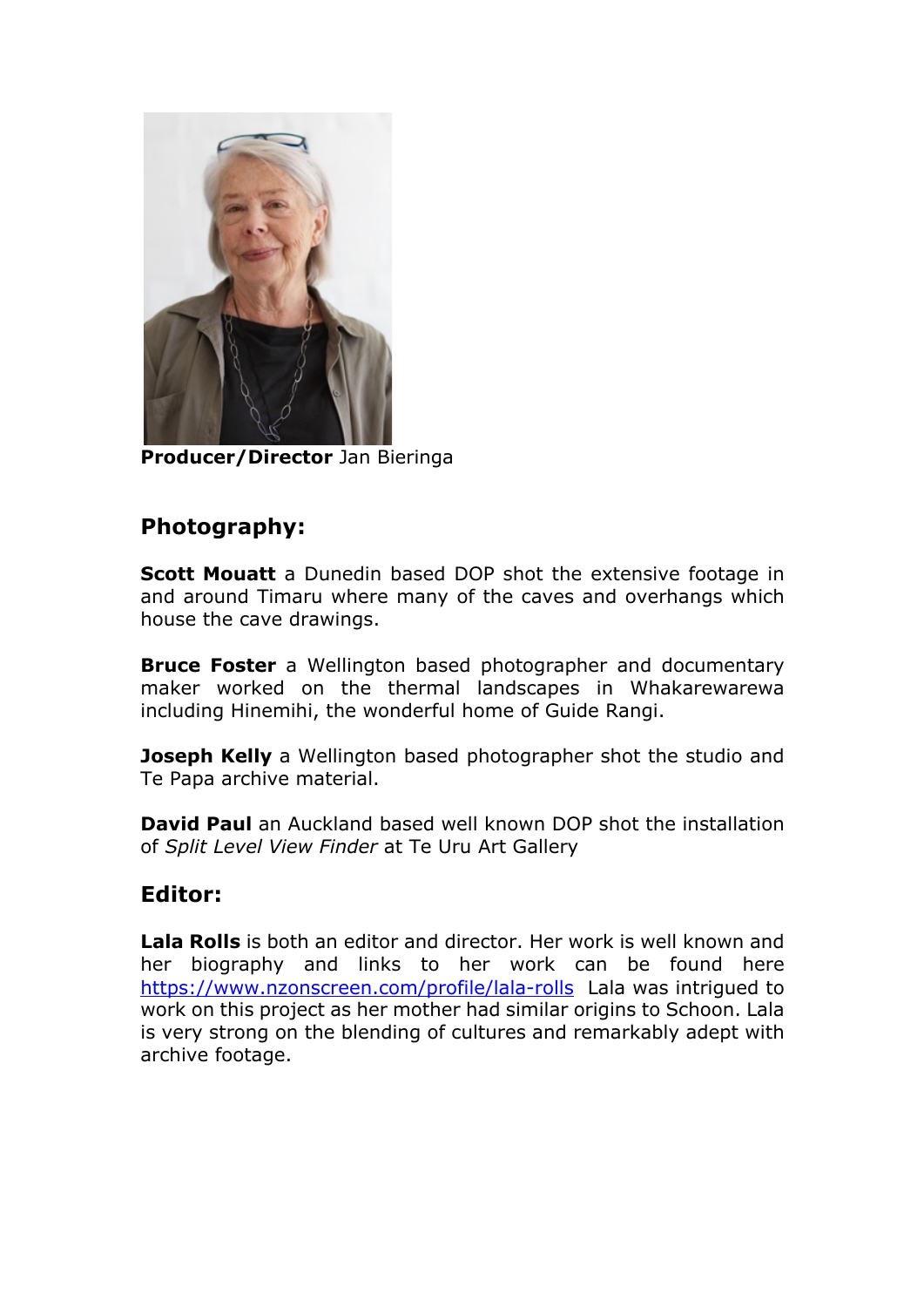**Producer/Director** Jan Bieringa

## Photography:

**Scott Mouatt** a Dunedin based DOP shot the extensive footage in and around Timaru where many of the caves and overhangs which house the cave drawings.

**Bruce Foster** a Wellington based photographer and documentary maker worked on the thermal landscapes in Whakarewarewa including Hinemihi, the wonderful home of Guide Rangi.

**Joseph Kelly** a Wellington based photographer shot the studio and Te Papa archive material.

**David Paul** an Auckland based well known DOP shot the installation of *Split Level View Finder* at Te Uru Art Gallery

## Editor:

**Lala Rolls** is both an editor and director. Her work is well known and her biography and links to her work can be found here https://www.nzonscreen.com/profile/lala-rolls Lala was intrigued to work on this project as her mother had similar origins to Schoon. Lala is very strong on the blending of cultures and remarkably adept with archive footage.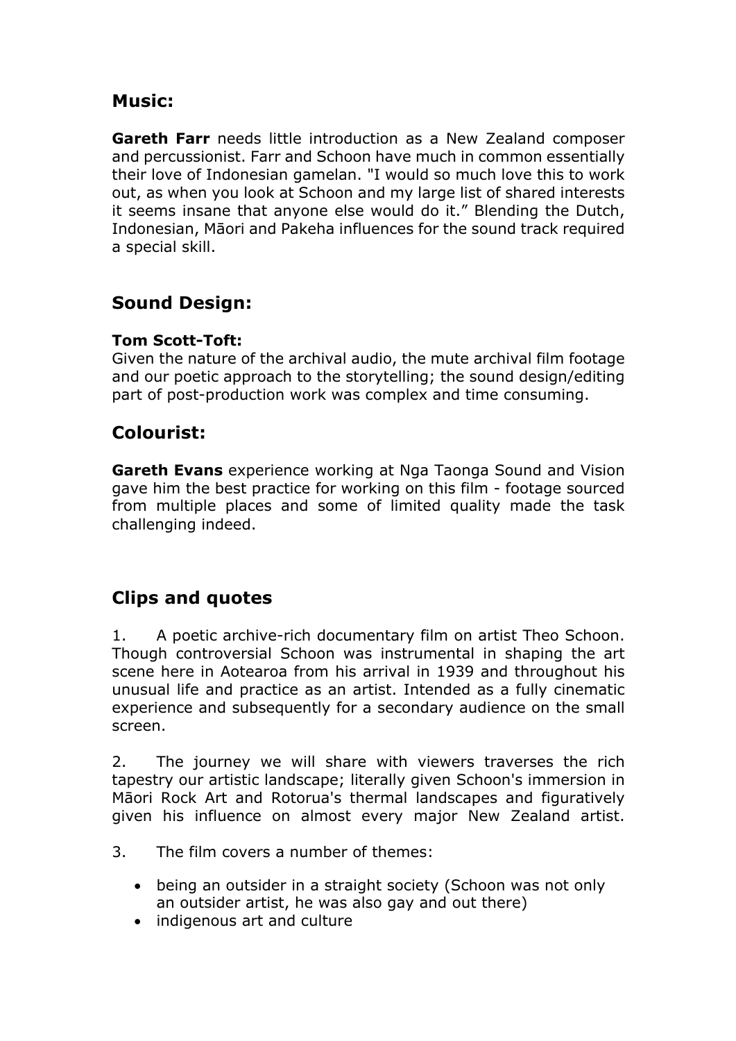## Music:

**Gareth Farr** needs little introduction as a New Zealand composer and percussionist. Farr and Schoon have much in common essentially their love of Indonesian gamelan. "I would so much love this to work out, as when you look at Schoon and my large list of shared interests it seems insane that anyone else would do it." Blending the Dutch, Indonesian, Māori and Pakeha influences for the sound track required a special skill.

## Sound Design:

**Tom Scott-Toft:**
Given the nature of the archival audio, the mute archival film footage and our poetic approach to the storytelling; the sound design/editing part of post-production work was complex and time consuming.

## Colourist:

**Gareth Evans** experience working at Nga Taonga Sound and Vision gave him the best practice for working on this film - footage sourced from multiple places and some of limited quality made the task challenging indeed.

## Clips and quotes

1. A poetic archive-rich documentary film on artist Theo Schoon. Though controversial Schoon was instrumental in shaping the art scene here in Aotearoa from his arrival in 1939 and throughout his unusual life and practice as an artist. Intended as a fully cinematic experience and subsequently for a secondary audience on the small screen.

2. The journey we will share with viewers traverses the rich tapestry our artistic landscape; literally given Schoon's immersion in Māori Rock Art and Rotorua's thermal landscapes and figuratively given his influence on almost every major New Zealand artist.

3. The film covers a number of themes:

- being an outsider in a straight society (Schoon was not only an outsider artist, he was also gay and out there)
- indigenous art and culture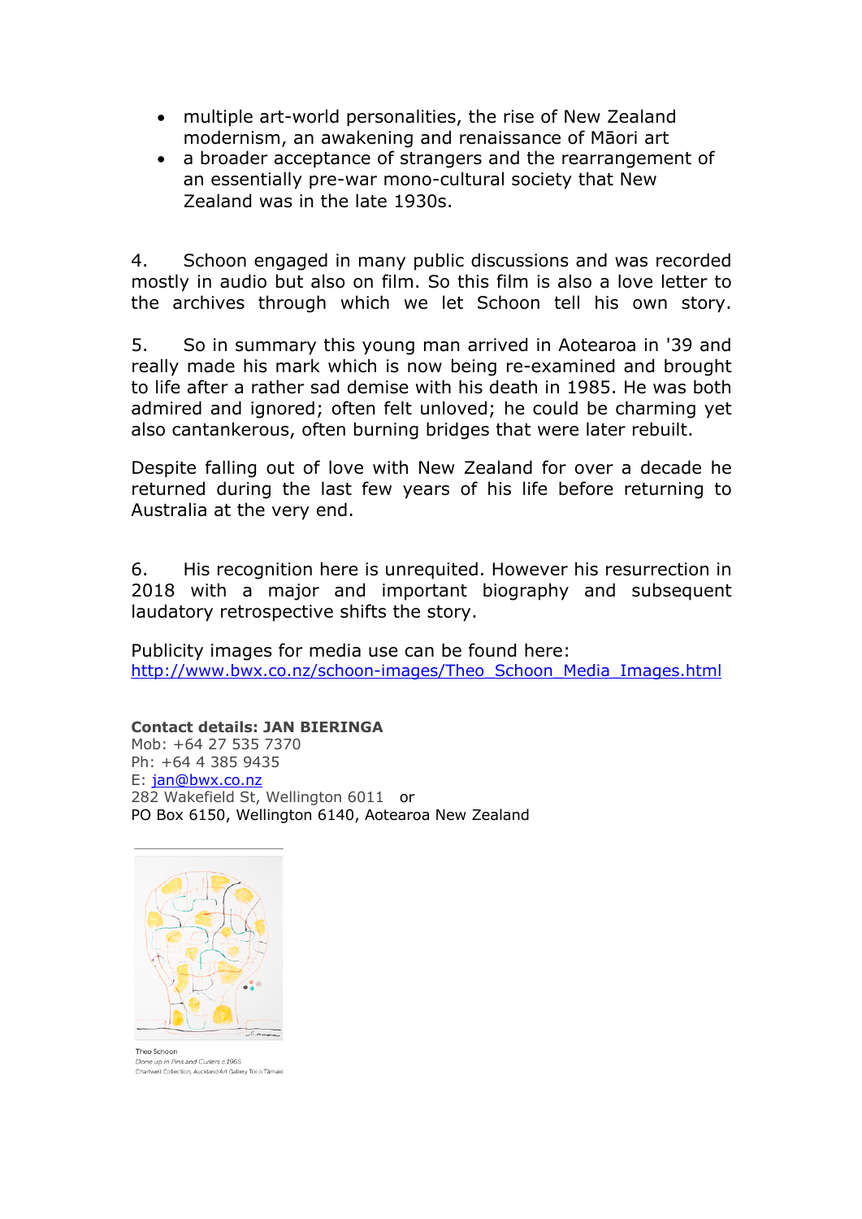- multiple art-world personalities, the rise of New Zealand modernism, an awakening and renaissance of Māori art
- a broader acceptance of strangers and the rearrangement of an essentially pre-war mono-cultural society that New Zealand was in the late 1930s.

4. Schoon engaged in many public discussions and was recorded mostly in audio but also on film. So this film is also a love letter to the archives through which we let Schoon tell his own story.

5. So in summary this young man arrived in Aotearoa in '39 and really made his mark which is now being re-examined and brought to life after a rather sad demise with his death in 1985. He was both admired and ignored; often felt unloved; he could be charming yet also cantankerous, often burning bridges that were later rebuilt.

Despite falling out of love with New Zealand for over a decade he returned during the last few years of his life before returning to Australia at the very end.

6. His recognition here is unrequited. However his resurrection in 2018 with a major and important biography and subsequent laudatory retrospective shifts the story.

Publicity images for media use can be found here:
http://www.bwx.co.nz/schoon-images/Theo_Schoon_Media_Images.html

**Contact details: JAN BIERINGA**
Mob: +64 27 535 7370
Ph: +64 4 385 9435
E: jan@bwx.co.nz
282 Wakefield St, Wellington 6011 or
PO Box 6150, Wellington 6140, Aotearoa New Zealand

Theo Schoon
*Done up in Pins and Curlers c.1965*
Chartwell Collection, Auckland Art Gallery Toi o Tāmaki